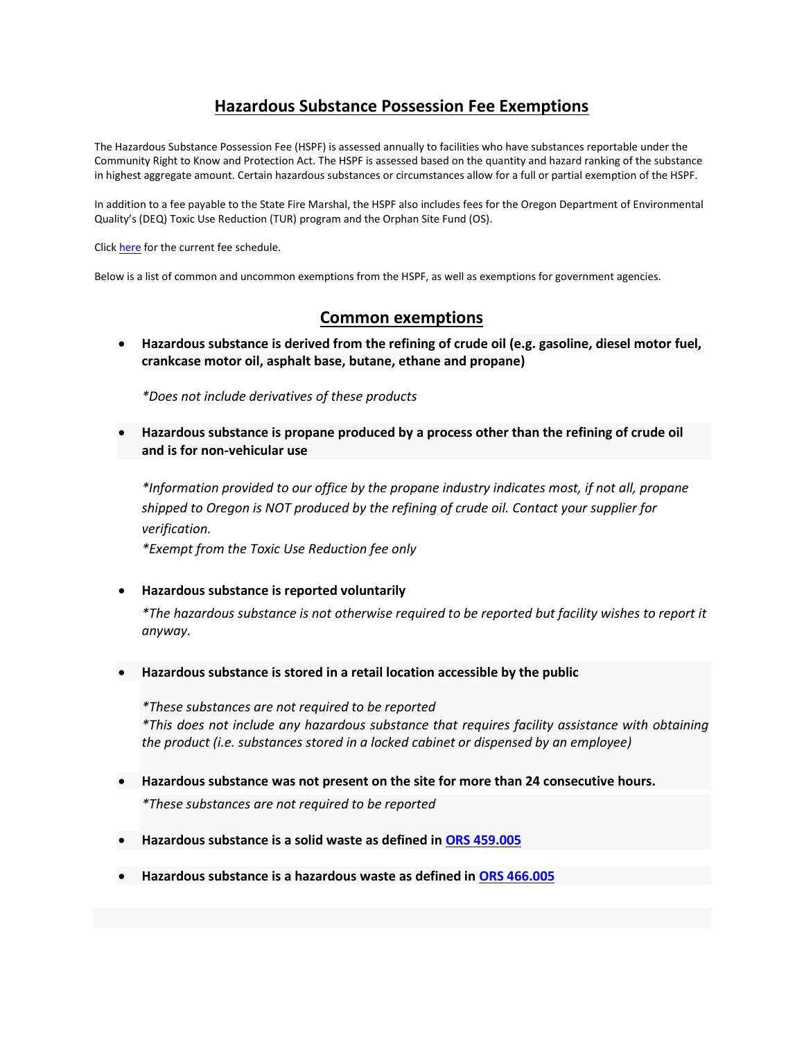# Hazardous Substance Possession Fee Exemptions

The Hazardous Substance Possession Fee (HSPF) is assessed annually to facilities who have substances reportable under the Community Right to Know and Protection Act. The HSPF is assessed based on the quantity and hazard ranking of the substance in highest aggregate amount. Certain hazardous substances or circumstances allow for a full or partial exemption of the HSPF.

In addition to a fee payable to the State Fire Marshal, the HSPF also includes fees for the Oregon Department of Environmental Quality's (DEQ) Toxic Use Reduction (TUR) program and the Orphan Site Fund (OS).

Click here for the current fee schedule.

Below is a list of common and uncommon exemptions from the HSPF, as well as exemptions for government agencies.

## Common exemptions

- **Hazardous substance is derived from the refining of crude oil (e.g. gasoline, diesel motor fuel, crankcase motor oil, asphalt base, butane, ethane and propane)**

  *\*Does not include derivatives of these products*

- **Hazardous substance is propane produced by a process other than the refining of crude oil and is for non-vehicular use**

  *\*Information provided to our office by the propane industry indicates most, if not all, propane shipped to Oregon is NOT produced by the refining of crude oil. Contact your supplier for verification.*
  *\*Exempt from the Toxic Use Reduction fee only*

- **Hazardous substance is reported voluntarily**

  *\*The hazardous substance is not otherwise required to be reported but facility wishes to report it anyway.*

- **Hazardous substance is stored in a retail location accessible by the public**

  *\*These substances are not required to be reported*
  *\*This does not include any hazardous substance that requires facility assistance with obtaining the product (i.e. substances stored in a locked cabinet or dispensed by an employee)*

- **Hazardous substance was not present on the site for more than 24 consecutive hours.**

  *\*These substances are not required to be reported*

- **Hazardous substance is a solid waste as defined in ORS 459.005**

- **Hazardous substance is a hazardous waste as defined in ORS 466.005**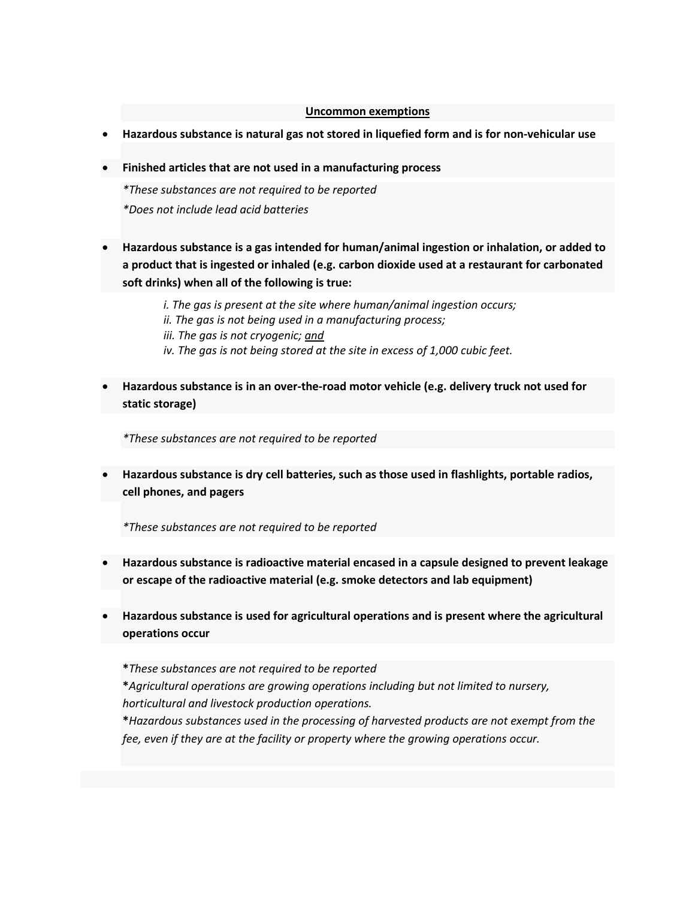**<u>Uncommon exemptions</u>**

- **Hazardous substance is natural gas not stored in liquefied form and is for non-vehicular use**
- **Finished articles that are not used in a manufacturing process**

  *\*These substances are not required to be reported*

  *\*Does not include lead acid batteries*

- **Hazardous substance is a gas intended for human/animal ingestion or inhalation, or added to a product that is ingested or inhaled (e.g. carbon dioxide used at a restaurant for carbonated soft drinks) when all of the following is true:**

  *i. The gas is present at the site where human/animal ingestion occurs;*
  *ii. The gas is not being used in a manufacturing process;*
  *iii. The gas is not cryogenic; <u>and</u>*
  *iv. The gas is not being stored at the site in excess of 1,000 cubic feet.*

- **Hazardous substance is in an over-the-road motor vehicle (e.g. delivery truck not used for static storage)**

  *\*These substances are not required to be reported*

- **Hazardous substance is dry cell batteries, such as those used in flashlights, portable radios, cell phones, and pagers**

  *\*These substances are not required to be reported*

- **Hazardous substance is radioactive material encased in a capsule designed to prevent leakage or escape of the radioactive material (e.g. smoke detectors and lab equipment)**
- **Hazardous substance is used for agricultural operations and is present where the agricultural operations occur**

  **\***_These substances are not required to be reported_
  **\***_Agricultural operations are growing operations including but not limited to nursery, horticultural and livestock production operations._
  **\***_Hazardous substances used in the processing of harvested products are not exempt from the fee, even if they are at the facility or property where the growing operations occur._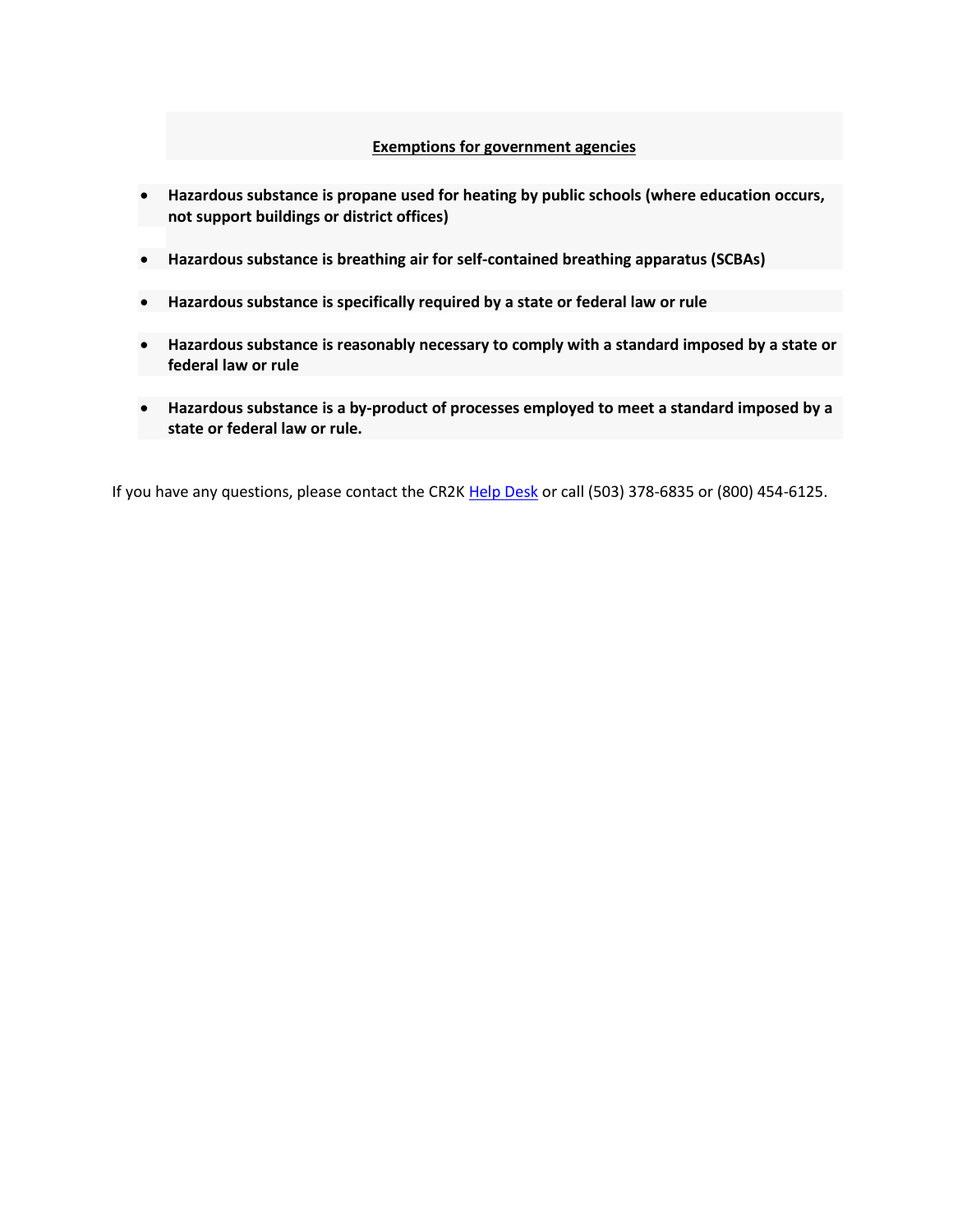**<u>Exemptions for government agencies</u>**

- **Hazardous substance is propane used for heating by public schools (where education occurs, not support buildings or district offices)**
- **Hazardous substance is breathing air for self-contained breathing apparatus (SCBAs)**
- **Hazardous substance is specifically required by a state or federal law or rule**
- **Hazardous substance is reasonably necessary to comply with a standard imposed by a state or federal law or rule**
- **Hazardous substance is a by-product of processes employed to meet a standard imposed by a state or federal law or rule.**

If you have any questions, please contact the CR2K Help Desk or call (503) 378-6835 or (800) 454-6125.